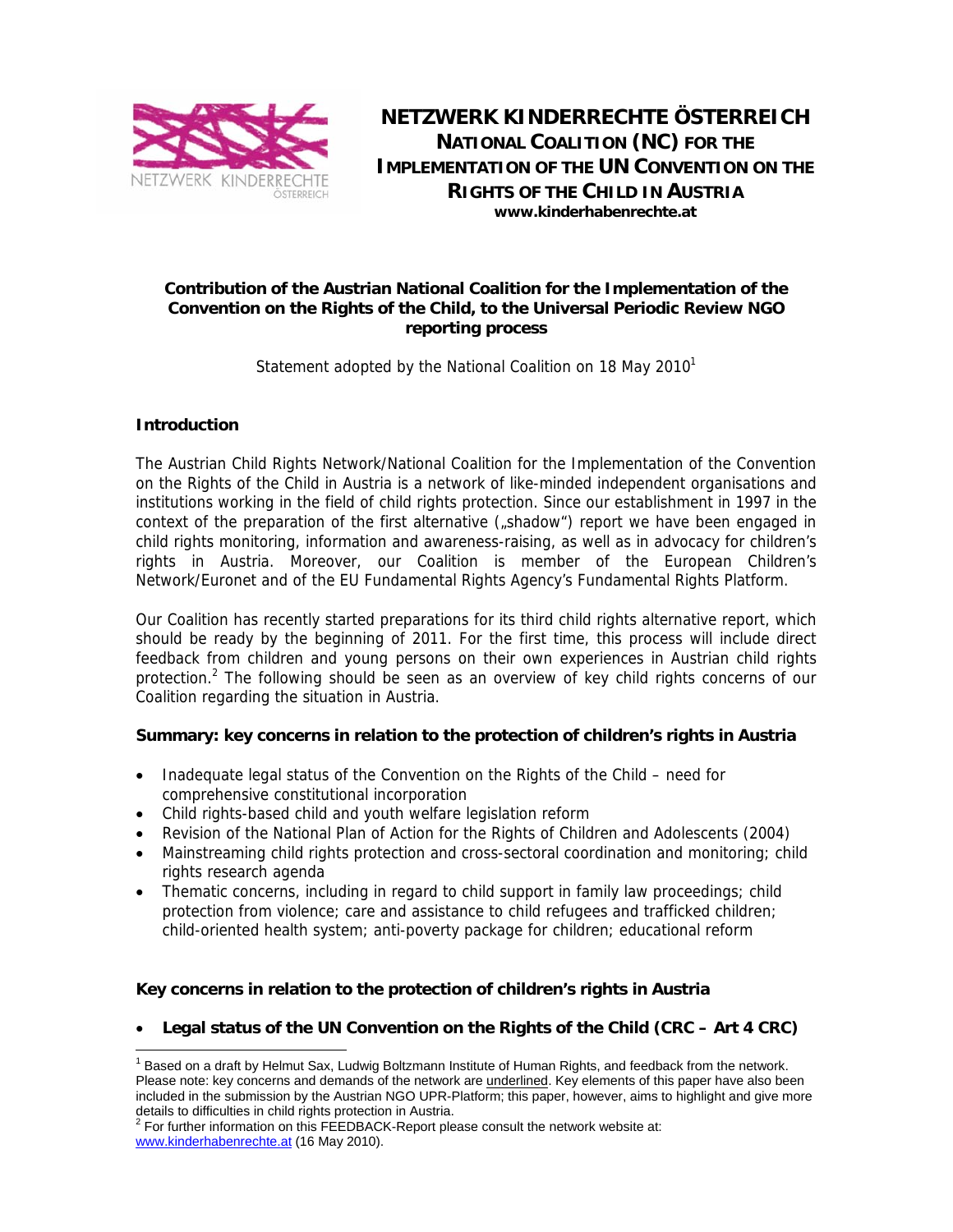# NETZWERK KINDERRECHTE ÖSTERREICH

**NATIONAL COALITION (NC) FOR THE IMPLEMENTATION OF THE UN CONVENTION ON THE RIGHTS OF THE CHILD IN AUSTRIA**
**www.kinderhabenrechte.at**

## Contribution of the Austrian National Coalition for the Implementation of the Convention on the Rights of the Child, to the Universal Periodic Review NGO reporting process

Statement adopted by the National Coalition on 18 May 2010[1]

### Introduction

The Austrian Child Rights Network/National Coalition for the Implementation of the Convention on the Rights of the Child in Austria is a network of like-minded independent organisations and institutions working in the field of child rights protection. Since our establishment in 1997 in the context of the preparation of the first alternative („shadow") report we have been engaged in child rights monitoring, information and awareness-raising, as well as in advocacy for children's rights in Austria. Moreover, our Coalition is member of the European Children's Network/Euronet and of the EU Fundamental Rights Agency's Fundamental Rights Platform.

Our Coalition has recently started preparations for its third child rights alternative report, which should be ready by the beginning of 2011. For the first time, this process will include direct feedback from children and young persons on their own experiences in Austrian child rights protection.[2] The following should be seen as an overview of key child rights concerns of our Coalition regarding the situation in Austria.

### Summary: key concerns in relation to the protection of children's rights in Austria

- Inadequate legal status of the Convention on the Rights of the Child – need for comprehensive constitutional incorporation
- Child rights-based child and youth welfare legislation reform
- Revision of the National Plan of Action for the Rights of Children and Adolescents (2004)
- Mainstreaming child rights protection and cross-sectoral coordination and monitoring; child rights research agenda
- Thematic concerns, including in regard to child support in family law proceedings; child protection from violence; care and assistance to child refugees and trafficked children; child-oriented health system; anti-poverty package for children; educational reform

### Key concerns in relation to the protection of children's rights in Austria

- **Legal status of the UN Convention on the Rights of the Child (CRC – Art 4 CRC)**

---

[1] Based on a draft by Helmut Sax, Ludwig Boltzmann Institute of Human Rights, and feedback from the network. Please note: key concerns and demands of the network are underlined. Key elements of this paper have also been included in the submission by the Austrian NGO UPR-Platform; this paper, however, aims to highlight and give more details to difficulties in child rights protection in Austria.

[2] For further information on this FEEDBACK-Report please consult the network website at: www.kinderhabenrechte.at (16 May 2010).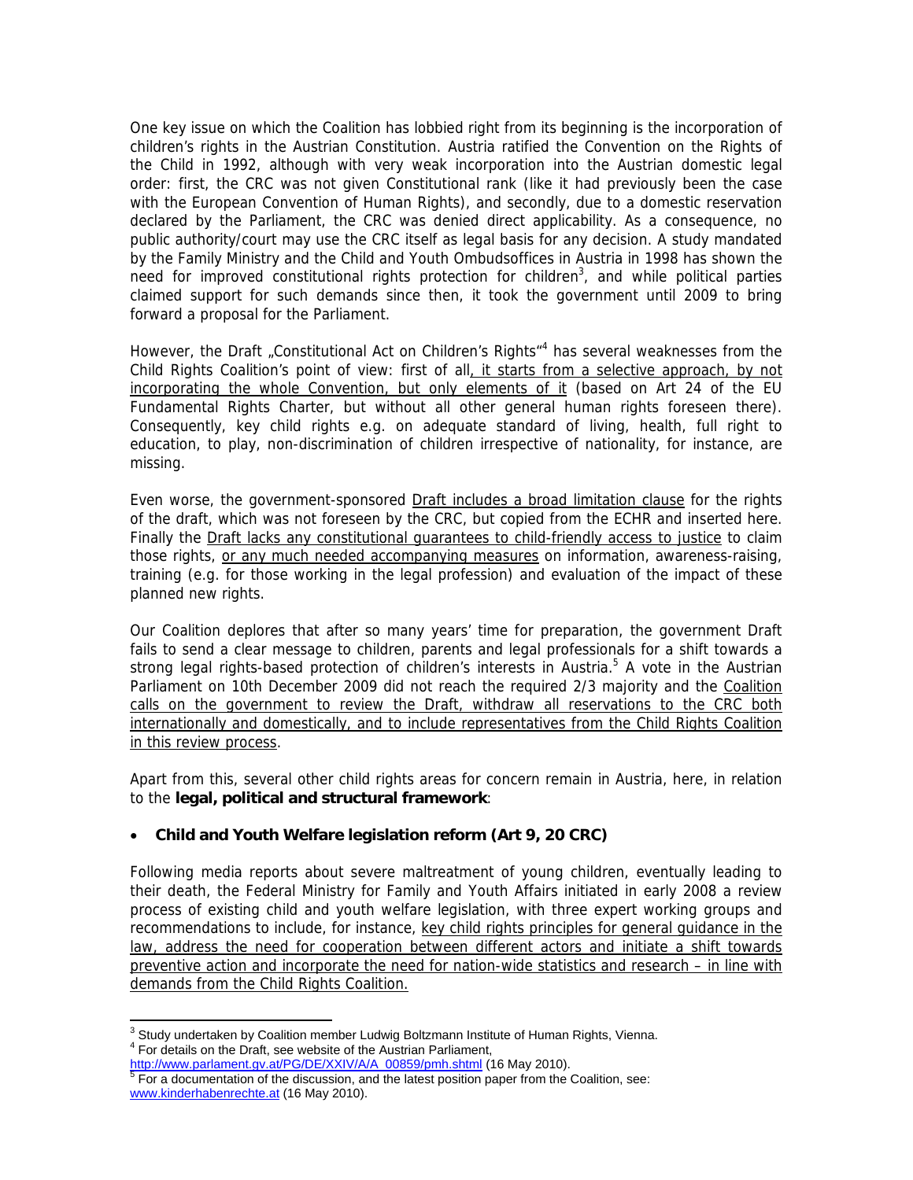One key issue on which the Coalition has lobbied right from its beginning is the incorporation of children's rights in the Austrian Constitution. Austria ratified the Convention on the Rights of the Child in 1992, although with very weak incorporation into the Austrian domestic legal order: first, the CRC was not given Constitutional rank (like it had previously been the case with the European Convention of Human Rights), and secondly, due to a domestic reservation declared by the Parliament, the CRC was denied direct applicability. As a consequence, no public authority/court may use the CRC itself as legal basis for any decision. A study mandated by the Family Ministry and the Child and Youth Ombudsoffices in Austria in 1998 has shown the need for improved constitutional rights protection for children[3], and while political parties claimed support for such demands since then, it took the government until 2009 to bring forward a proposal for the Parliament.

However, the Draft „Constitutional Act on Children's Rights"[4] has several weaknesses from the Child Rights Coalition's point of view: first of all, <u>it starts from a selective approach, by not incorporating the whole Convention, but only elements of it</u> (based on Art 24 of the EU Fundamental Rights Charter, but without all other general human rights foreseen there). Consequently, key child rights e.g. on adequate standard of living, health, full right to education, to play, non-discrimination of children irrespective of nationality, for instance, are missing.

Even worse, the government-sponsored <u>Draft includes a broad limitation clause</u> for the rights of the draft, which was not foreseen by the CRC, but copied from the ECHR and inserted here. Finally the <u>Draft lacks any constitutional guarantees to child-friendly access to justice</u> to claim those rights, <u>or any much needed accompanying measures</u> on information, awareness-raising, training (e.g. for those working in the legal profession) and evaluation of the impact of these planned new rights.

Our Coalition deplores that after so many years' time for preparation, the government Draft fails to send a clear message to children, parents and legal professionals for a shift towards a strong legal rights-based protection of children's interests in Austria.[5] A vote in the Austrian Parliament on 10th December 2009 did not reach the required 2/3 majority and the <u>Coalition calls on the government to review the Draft, withdraw all reservations to the CRC both internationally and domestically, and to include representatives from the Child Rights Coalition in this review process</u>.

Apart from this, several other child rights areas for concern remain in Austria, here, in relation to the **legal, political and structural framework**:

- **Child and Youth Welfare legislation reform (Art 9, 20 CRC)**

Following media reports about severe maltreatment of young children, eventually leading to their death, the Federal Ministry for Family and Youth Affairs initiated in early 2008 a review process of existing child and youth welfare legislation, with three expert working groups and recommendations to include, for instance, <u>key child rights principles for general guidance in the law, address the need for cooperation between different actors and initiate a shift towards preventive action and incorporate the need for nation-wide statistics and research – in line with demands from the Child Rights Coalition.</u>

---

[3] Study undertaken by Coalition member Ludwig Boltzmann Institute of Human Rights, Vienna.

[4] For details on the Draft, see website of the Austrian Parliament, http://www.parlament.gv.at/PG/DE/XXIV/A/A_00859/pmh.shtml (16 May 2010).

[5] For a documentation of the discussion, and the latest position paper from the Coalition, see: www.kinderhabenrechte.at (16 May 2010).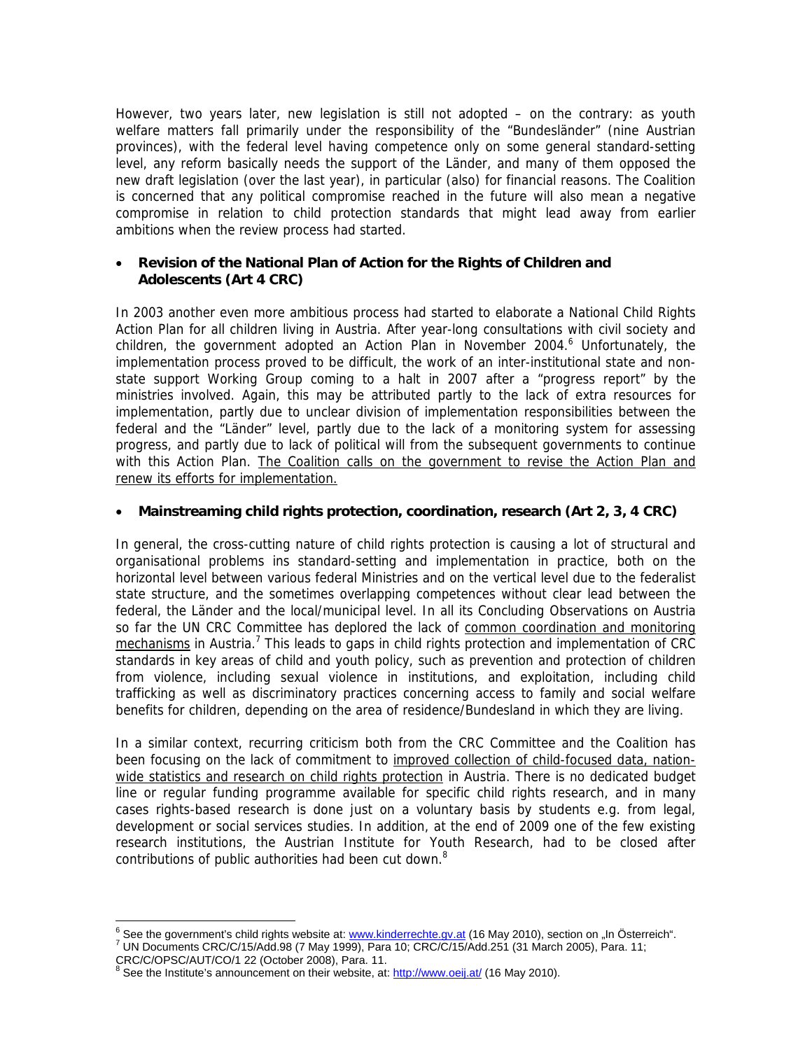However, two years later, new legislation is still not adopted – on the contrary: as youth welfare matters fall primarily under the responsibility of the "Bundesländer" (nine Austrian provinces), with the federal level having competence only on some general standard-setting level, any reform basically needs the support of the Länder, and many of them opposed the new draft legislation (over the last year), in particular (also) for financial reasons. The Coalition is concerned that any political compromise reached in the future will also mean a negative compromise in relation to child protection standards that might lead away from earlier ambitions when the review process had started.

- **Revision of the National Plan of Action for the Rights of Children and Adolescents (Art 4 CRC)**

In 2003 another even more ambitious process had started to elaborate a National Child Rights Action Plan for all children living in Austria. After year-long consultations with civil society and children, the government adopted an Action Plan in November 2004.[6] Unfortunately, the implementation process proved to be difficult, the work of an inter-institutional state and non-state support Working Group coming to a halt in 2007 after a "progress report" by the ministries involved. Again, this may be attributed partly to the lack of extra resources for implementation, partly due to unclear division of implementation responsibilities between the federal and the "Länder" level, partly due to the lack of a monitoring system for assessing progress, and partly due to lack of political will from the subsequent governments to continue with this Action Plan. The Coalition calls on the government to revise the Action Plan and renew its efforts for implementation.

- **Mainstreaming child rights protection, coordination, research (Art 2, 3, 4 CRC)**

In general, the cross-cutting nature of child rights protection is causing a lot of structural and organisational problems ins standard-setting and implementation in practice, both on the horizontal level between various federal Ministries and on the vertical level due to the federalist state structure, and the sometimes overlapping competences without clear lead between the federal, the Länder and the local/municipal level. In all its Concluding Observations on Austria so far the UN CRC Committee has deplored the lack of common coordination and monitoring mechanisms in Austria.[7] This leads to gaps in child rights protection and implementation of CRC standards in key areas of child and youth policy, such as prevention and protection of children from violence, including sexual violence in institutions, and exploitation, including child trafficking as well as discriminatory practices concerning access to family and social welfare benefits for children, depending on the area of residence/Bundesland in which they are living.

In a similar context, recurring criticism both from the CRC Committee and the Coalition has been focusing on the lack of commitment to improved collection of child-focused data, nation-wide statistics and research on child rights protection in Austria. There is no dedicated budget line or regular funding programme available for specific child rights research, and in many cases rights-based research is done just on a voluntary basis by students e.g. from legal, development or social services studies. In addition, at the end of 2009 one of the few existing research institutions, the Austrian Institute for Youth Research, had to be closed after contributions of public authorities had been cut down.[8]

---

[6] See the government's child rights website at: www.kinderrechte.gv.at (16 May 2010), section on „In Österreich".
[7] UN Documents CRC/C/15/Add.98 (7 May 1999), Para 10; CRC/C/15/Add.251 (31 March 2005), Para. 11; CRC/C/OPSC/AUT/CO/1 22 (October 2008), Para. 11.
[8] See the Institute's announcement on their website, at: http://www.oeij.at/ (16 May 2010).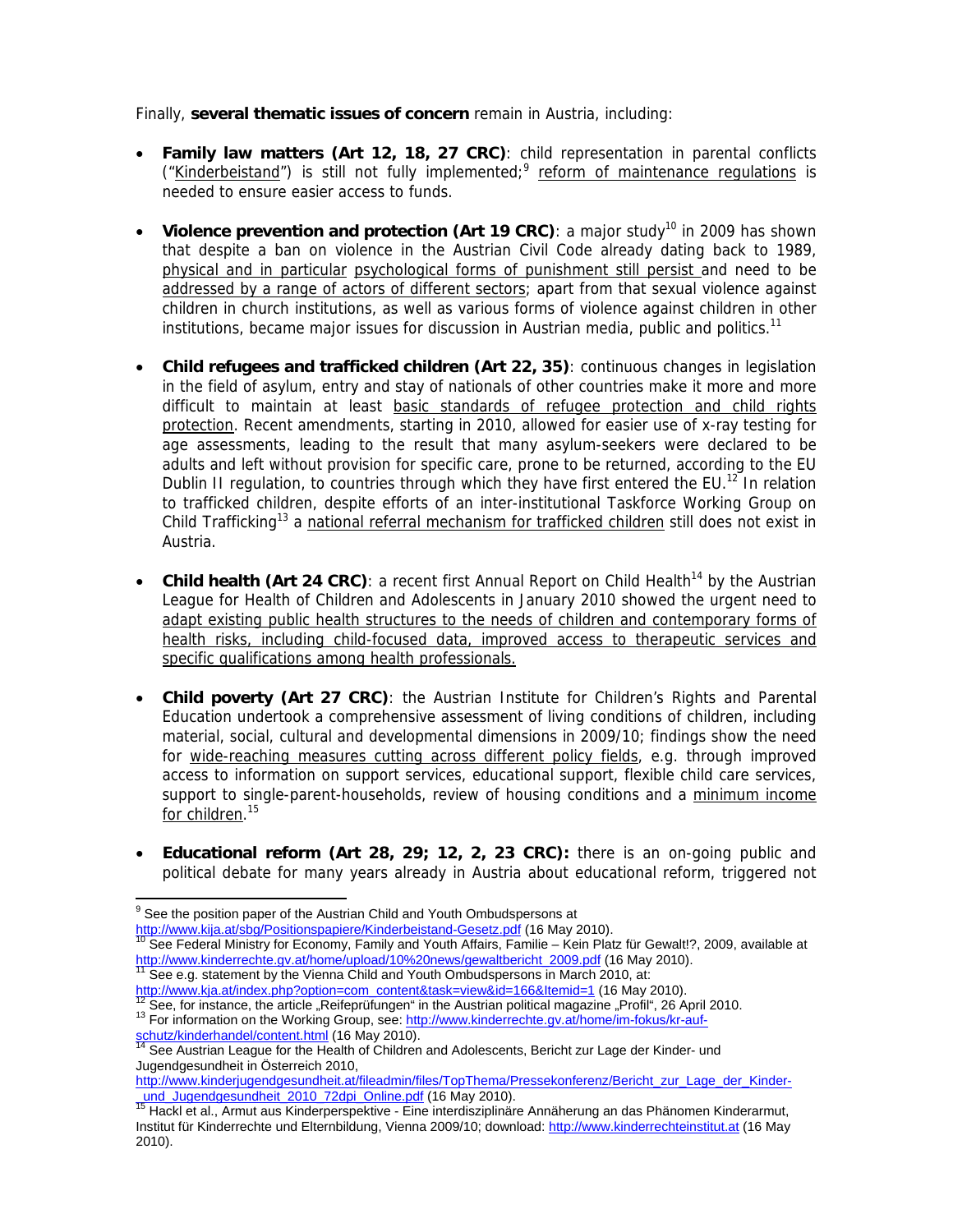Finally, **several thematic issues of concern** remain in Austria, including:

- **Family law matters (Art 12, 18, 27 CRC)**: child representation in parental conflicts ("Kinderbeistand") is still not fully implemented;[9] reform of maintenance regulations is needed to ensure easier access to funds.

- **Violence prevention and protection (Art 19 CRC)**: a major study[10] in 2009 has shown that despite a ban on violence in the Austrian Civil Code already dating back to 1989, physical and in particular psychological forms of punishment still persist and need to be addressed by a range of actors of different sectors; apart from that sexual violence against children in church institutions, as well as various forms of violence against children in other institutions, became major issues for discussion in Austrian media, public and politics.[11]

- **Child refugees and trafficked children (Art 22, 35)**: continuous changes in legislation in the field of asylum, entry and stay of nationals of other countries make it more and more difficult to maintain at least basic standards of refugee protection and child rights protection. Recent amendments, starting in 2010, allowed for easier use of x-ray testing for age assessments, leading to the result that many asylum-seekers were declared to be adults and left without provision for specific care, prone to be returned, according to the EU Dublin II regulation, to countries through which they have first entered the EU.[12] In relation to trafficked children, despite efforts of an inter-institutional Taskforce Working Group on Child Trafficking[13] a national referral mechanism for trafficked children still does not exist in Austria.

- **Child health (Art 24 CRC)**: a recent first Annual Report on Child Health[14] by the Austrian League for Health of Children and Adolescents in January 2010 showed the urgent need to adapt existing public health structures to the needs of children and contemporary forms of health risks, including child-focused data, improved access to therapeutic services and specific qualifications among health professionals.

- **Child poverty (Art 27 CRC)**: the Austrian Institute for Children's Rights and Parental Education undertook a comprehensive assessment of living conditions of children, including material, social, cultural and developmental dimensions in 2009/10; findings show the need for wide-reaching measures cutting across different policy fields, e.g. through improved access to information on support services, educational support, flexible child care services, support to single-parent-households, review of housing conditions and a minimum income for children.[15]

- **Educational reform (Art 28, 29; 12, 2, 23 CRC):** there is an on-going public and political debate for many years already in Austria about educational reform, triggered not

---

[9] See the position paper of the Austrian Child and Youth Ombudspersons at http://www.kija.at/sbg/Positionspapiere/Kinderbeistand-Gesetz.pdf (16 May 2010).

[10] See Federal Ministry for Economy, Family and Youth Affairs, Familie – Kein Platz für Gewalt!?, 2009, available at http://www.kinderrechte.gv.at/home/upload/10%20news/gewaltbericht_2009.pdf (16 May 2010).

[11] See e.g. statement by the Vienna Child and Youth Ombudspersons in March 2010, at: http://www.kja.at/index.php?option=com_content&task=view&id=166&Itemid=1 (16 May 2010).

[12] See, for instance, the article „Reifeprüfungen" in the Austrian political magazine „Profil", 26 April 2010.

[13] For information on the Working Group, see: http://www.kinderrechte.gv.at/home/im-fokus/kr-auf-schutz/kinderhandel/content.html (16 May 2010).

[14] See Austrian League for the Health of Children and Adolescents, Bericht zur Lage der Kinder- und Jugendgesundheit in Österreich 2010, http://www.kinderjugendgesundheit.at/fileadmin/files/TopThema/Pressekonferenz/Bericht_zur_Lage_der_Kinder-_und_Jugendgesundheit_2010_72dpi_Online.pdf (16 May 2010).

[15] Hackl et al., Armut aus Kinderperspektive - Eine interdisziplinäre Annäherung an das Phänomen Kinderarmut, Institut für Kinderrechte und Elternbildung, Vienna 2009/10; download: http://www.kinderrechteinstitut.at (16 May 2010).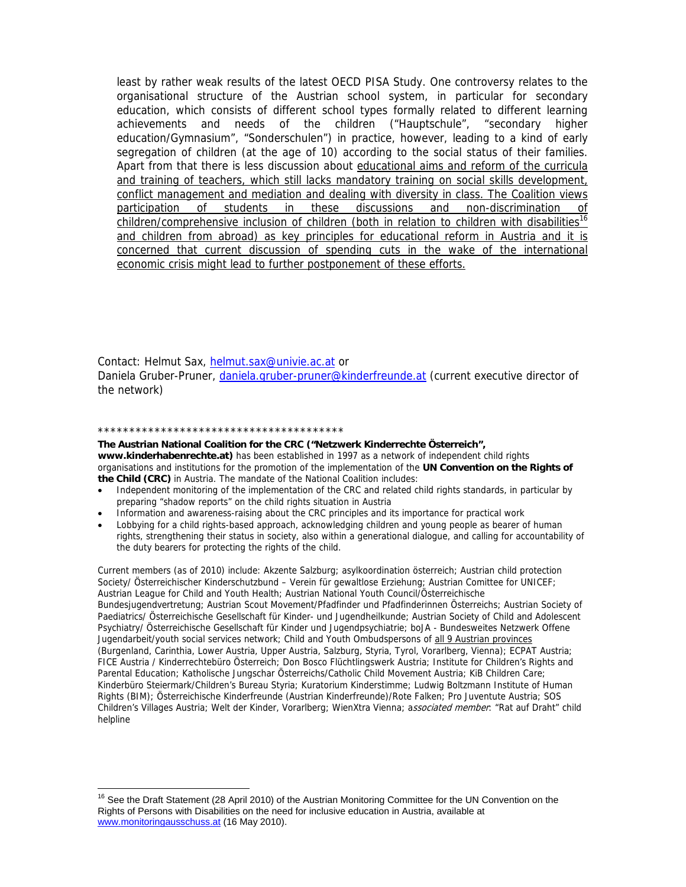least by rather weak results of the latest OECD PISA Study. One controversy relates to the organisational structure of the Austrian school system, in particular for secondary education, which consists of different school types formally related to different learning achievements and needs of the children ("Hauptschule", "secondary higher education/Gymnasium", "Sonderschulen") in practice, however, leading to a kind of early segregation of children (at the age of 10) according to the social status of their families. Apart from that there is less discussion about educational aims and reform of the curricula and training of teachers, which still lacks mandatory training on social skills development, conflict management and mediation and dealing with diversity in class. The Coalition views participation of students in these discussions and non-discrimination of children/comprehensive inclusion of children (both in relation to children with disabilities[16] and children from abroad) as key principles for educational reform in Austria and it is concerned that current discussion of spending cuts in the wake of the international economic crisis might lead to further postponement of these efforts.

Contact: Helmut Sax, helmut.sax@univie.ac.at or
Daniela Gruber-Pruner, daniela.gruber-pruner@kinderfreunde.at (current executive director of the network)

****************************************

**The Austrian National Coalition for the CRC ("Netzwerk Kinderrechte Österreich", www.kinderhabenrechte.at)** has been established in 1997 as a network of independent child rights organisations and institutions for the promotion of the implementation of the **UN Convention on the Rights of the Child (CRC)** in Austria. The mandate of the National Coalition includes:

- Independent monitoring of the implementation of the CRC and related child rights standards, in particular by preparing "shadow reports" on the child rights situation in Austria
- Information and awareness-raising about the CRC principles and its importance for practical work
- Lobbying for a child rights-based approach, acknowledging children and young people as bearer of human rights, strengthening their status in society, also within a generational dialogue, and calling for accountability of the duty bearers for protecting the rights of the child.

Current members (as of 2010) include: Akzente Salzburg; asylkoordination österreich; Austrian child protection Society/ Österreichischer Kinderschutzbund – Verein für gewaltlose Erziehung; Austrian Comittee for UNICEF; Austrian League for Child and Youth Health; Austrian National Youth Council/Österreichische Bundesjugendvertretung; Austrian Scout Movement/Pfadfinder und Pfadfinderinnen Österreichs; Austrian Society of Paediatrics/ Österreichische Gesellschaft für Kinder- und Jugendheilkunde; Austrian Society of Child and Adolescent Psychiatry/ Österreichische Gesellschaft für Kinder und Jugendpsychiatrie; boJA - Bundesweites Netzwerk Offene Jugendarbeit/youth social services network; Child and Youth Ombudspersons of all 9 Austrian provinces (Burgenland, Carinthia, Lower Austria, Upper Austria, Salzburg, Styria, Tyrol, Vorarlberg, Vienna); ECPAT Austria; FICE Austria / Kinderrechtebüro Österreich; Don Bosco Flüchtlingswerk Austria; Institute for Children's Rights and Parental Education; Katholische Jungschar Österreichs/Catholic Child Movement Austria; KiB Children Care; Kinderbüro Steiermark/Children's Bureau Styria; Kuratorium Kinderstimme; Ludwig Boltzmann Institute of Human Rights (BIM); Österreichische Kinderfreunde (Austrian Kinderfreunde)/Rote Falken; Pro Juventute Austria; SOS Children's Villages Austria; Welt der Kinder, Vorarlberg; WienXtra Vienna; a*ssociated member*: "Rat auf Draht" child helpline

[16] See the Draft Statement (28 April 2010) of the Austrian Monitoring Committee for the UN Convention on the Rights of Persons with Disabilities on the need for inclusive education in Austria, available at www.monitoringausschuss.at (16 May 2010).